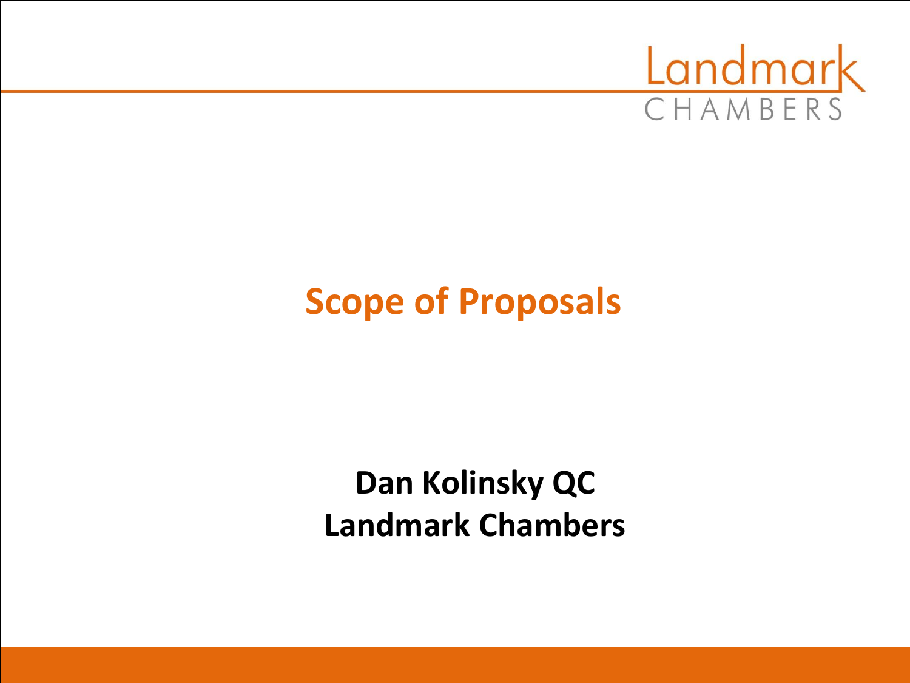# Scope of Proposals

**Dan Kolinsky QC**
**Landmark Chambers**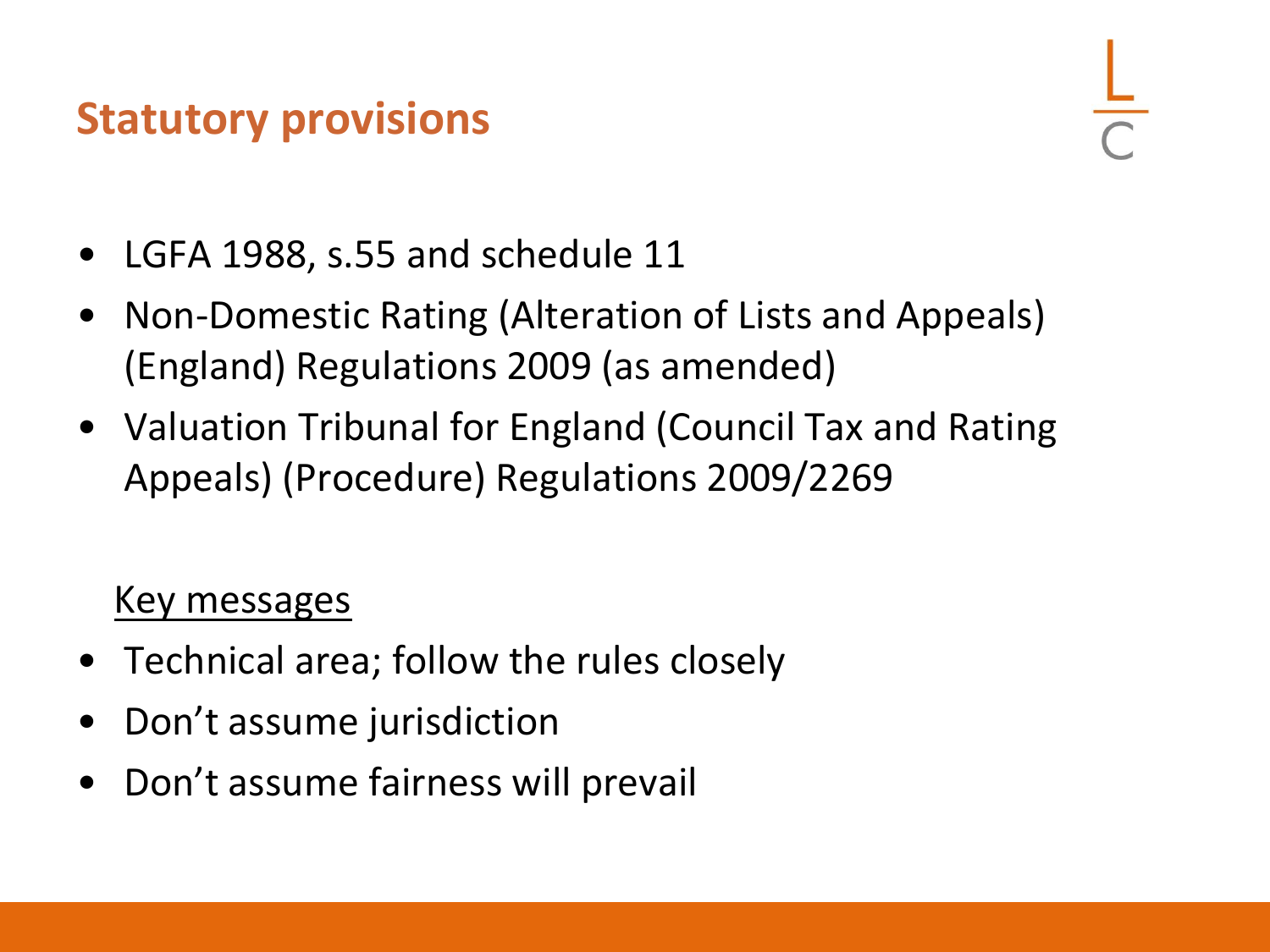## Statutory provisions

- LGFA 1988, s.55 and schedule 11
- Non-Domestic Rating (Alteration of Lists and Appeals) (England) Regulations 2009 (as amended)
- Valuation Tribunal for England (Council Tax and Rating Appeals) (Procedure) Regulations 2009/2269

Key messages

- Technical area; follow the rules closely
- Don't assume jurisdiction
- Don't assume fairness will prevail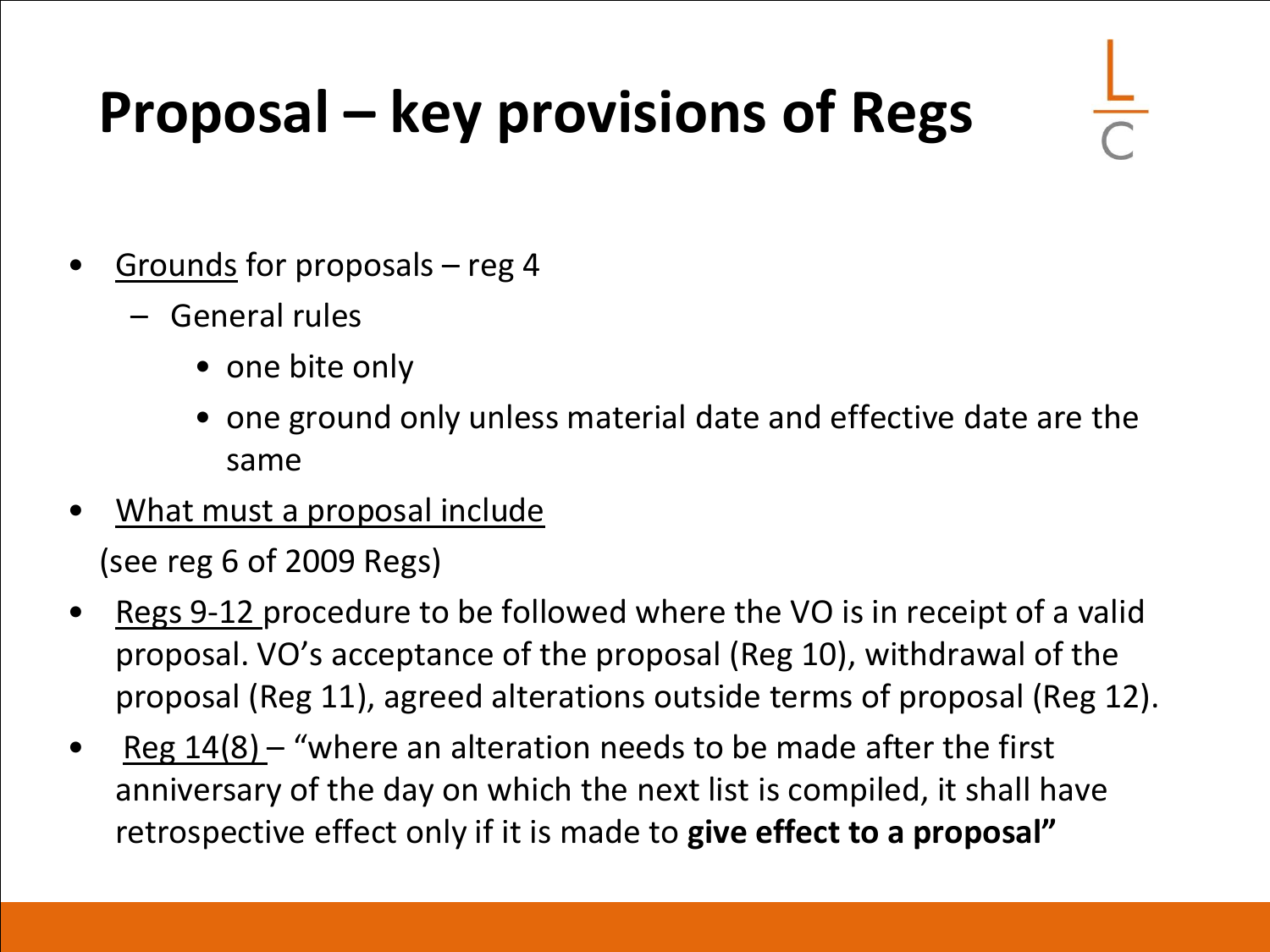# Proposal – key provisions of Regs

- Grounds for proposals – reg 4
  - General rules
    - one bite only
    - one ground only unless material date and effective date are the same
- What must a proposal include

  (see reg 6 of 2009 Regs)
- Regs 9-12 procedure to be followed where the VO is in receipt of a valid proposal. VO's acceptance of the proposal (Reg 10), withdrawal of the proposal (Reg 11), agreed alterations outside terms of proposal (Reg 12).
- Reg 14(8) – "where an alteration needs to be made after the first anniversary of the day on which the next list is compiled, it shall have retrospective effect only if it is made to **give effect to a proposal"**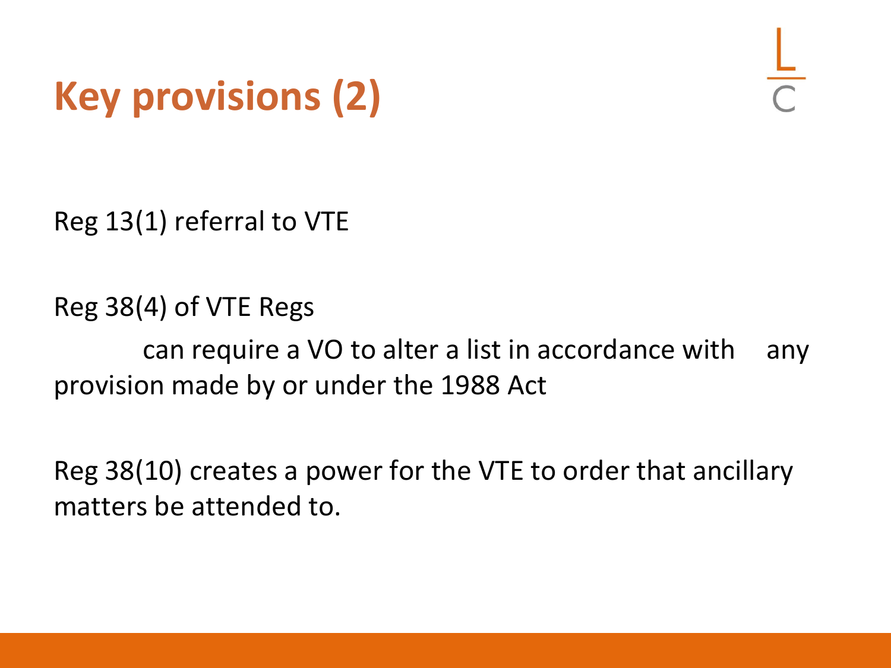# Key provisions (2)

Reg 13(1) referral to VTE

Reg 38(4) of VTE Regs

can require a VO to alter a list in accordance with any provision made by or under the 1988 Act

Reg 38(10) creates a power for the VTE to order that ancillary matters be attended to.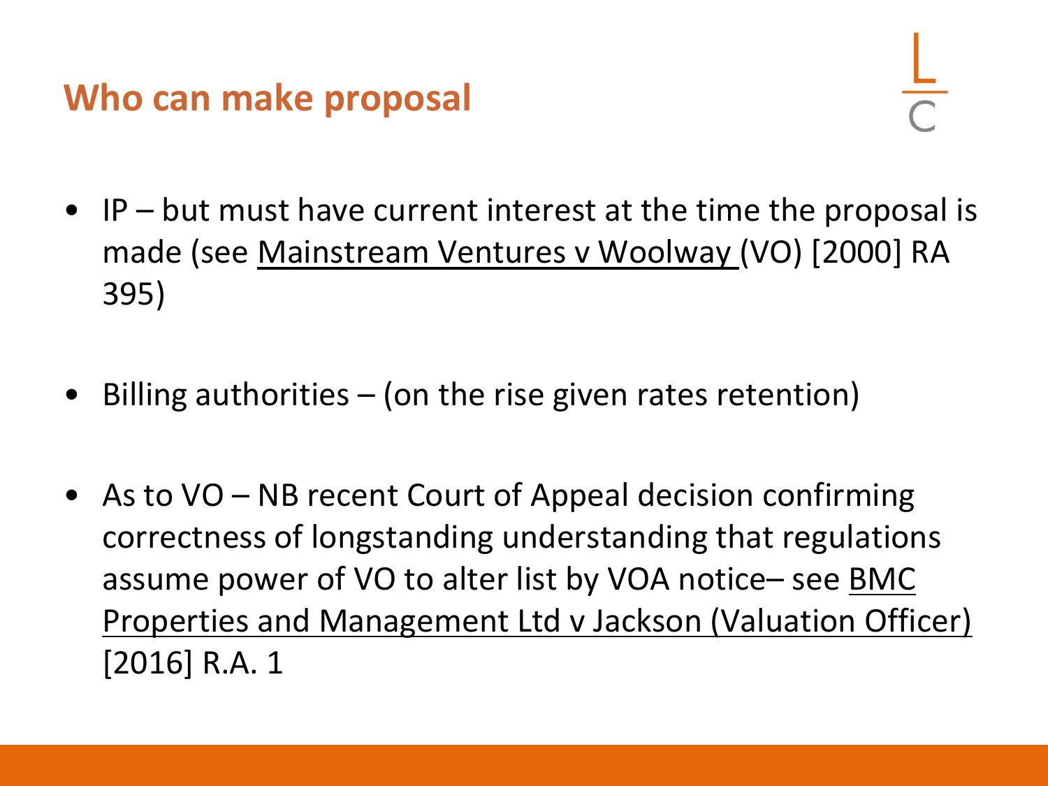## Who can make proposal

- IP – but must have current interest at the time the proposal is made (see Mainstream Ventures v Woolway (VO) [2000] RA 395)

- Billing authorities – (on the rise given rates retention)

- As to VO – NB recent Court of Appeal decision confirming correctness of longstanding understanding that regulations assume power of VO to alter list by VOA notice– see BMC Properties and Management Ltd v Jackson (Valuation Officer) [2016] R.A. 1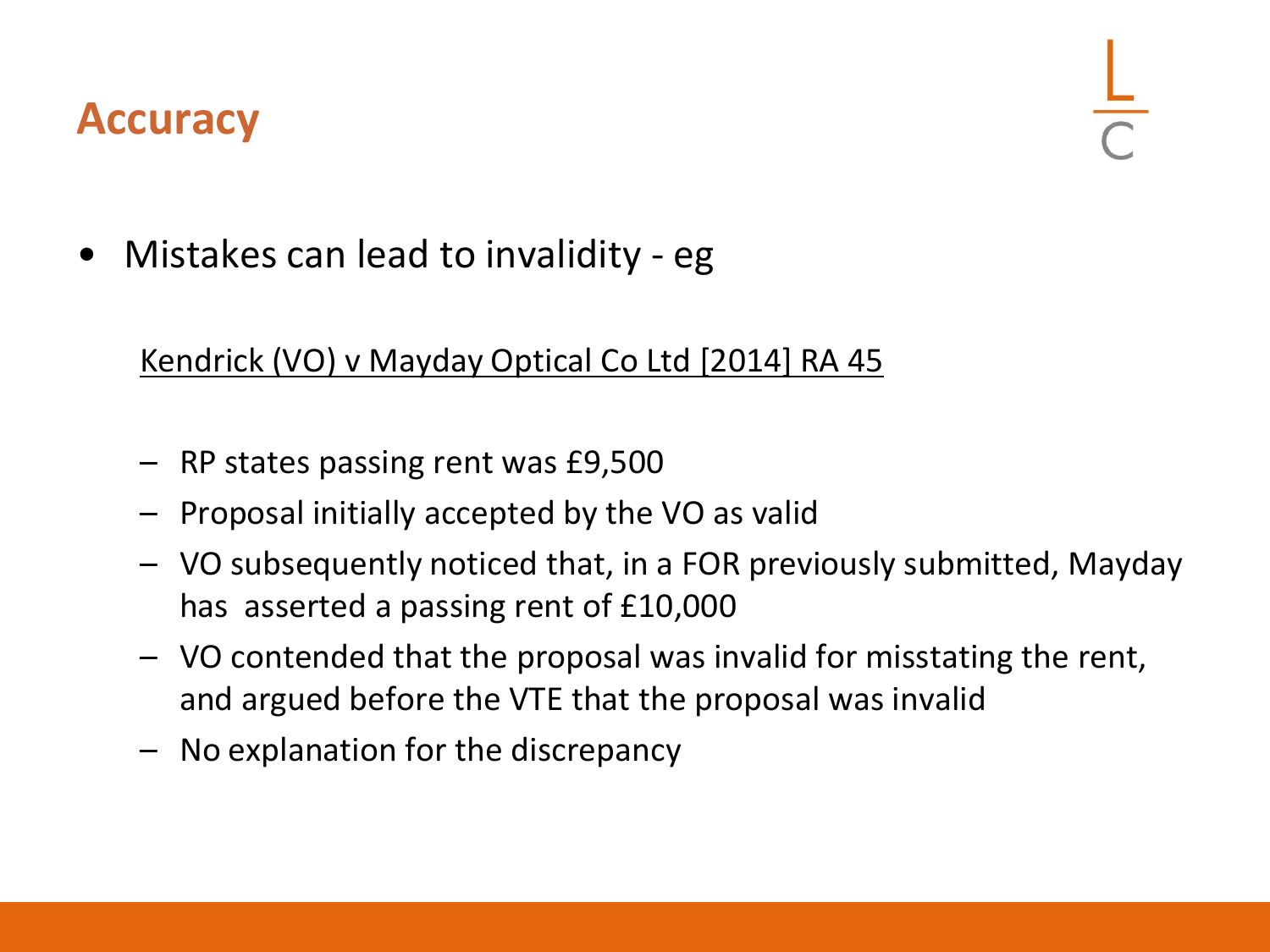## Accuracy

- Mistakes can lead to invalidity - eg

  Kendrick (VO) v Mayday Optical Co Ltd [2014] RA 45

  - RP states passing rent was £9,500
  - Proposal initially accepted by the VO as valid
  - VO subsequently noticed that, in a FOR previously submitted, Mayday has asserted a passing rent of £10,000
  - VO contended that the proposal was invalid for misstating the rent, and argued before the VTE that the proposal was invalid
  - No explanation for the discrepancy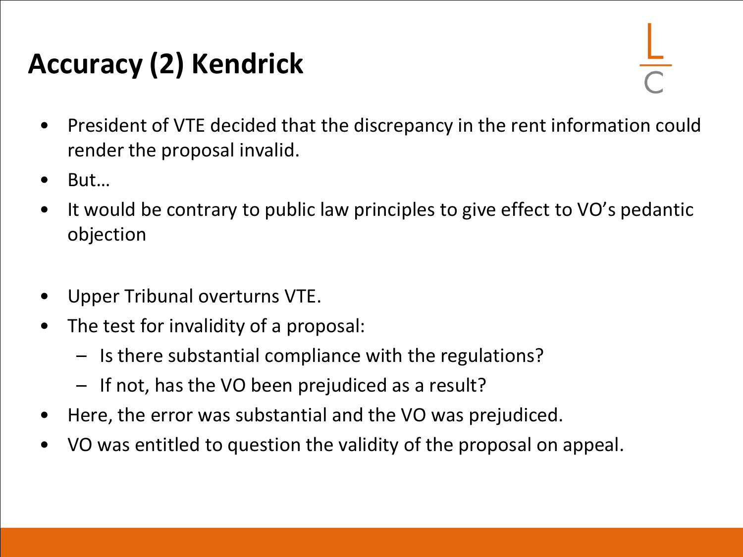# Accuracy (2) Kendrick

- President of VTE decided that the discrepancy in the rent information could render the proposal invalid.
- But…
- It would be contrary to public law principles to give effect to VO's pedantic objection

- Upper Tribunal overturns VTE.
- The test for invalidity of a proposal:
  - Is there substantial compliance with the regulations?
  - If not, has the VO been prejudiced as a result?
- Here, the error was substantial and the VO was prejudiced.
- VO was entitled to question the validity of the proposal on appeal.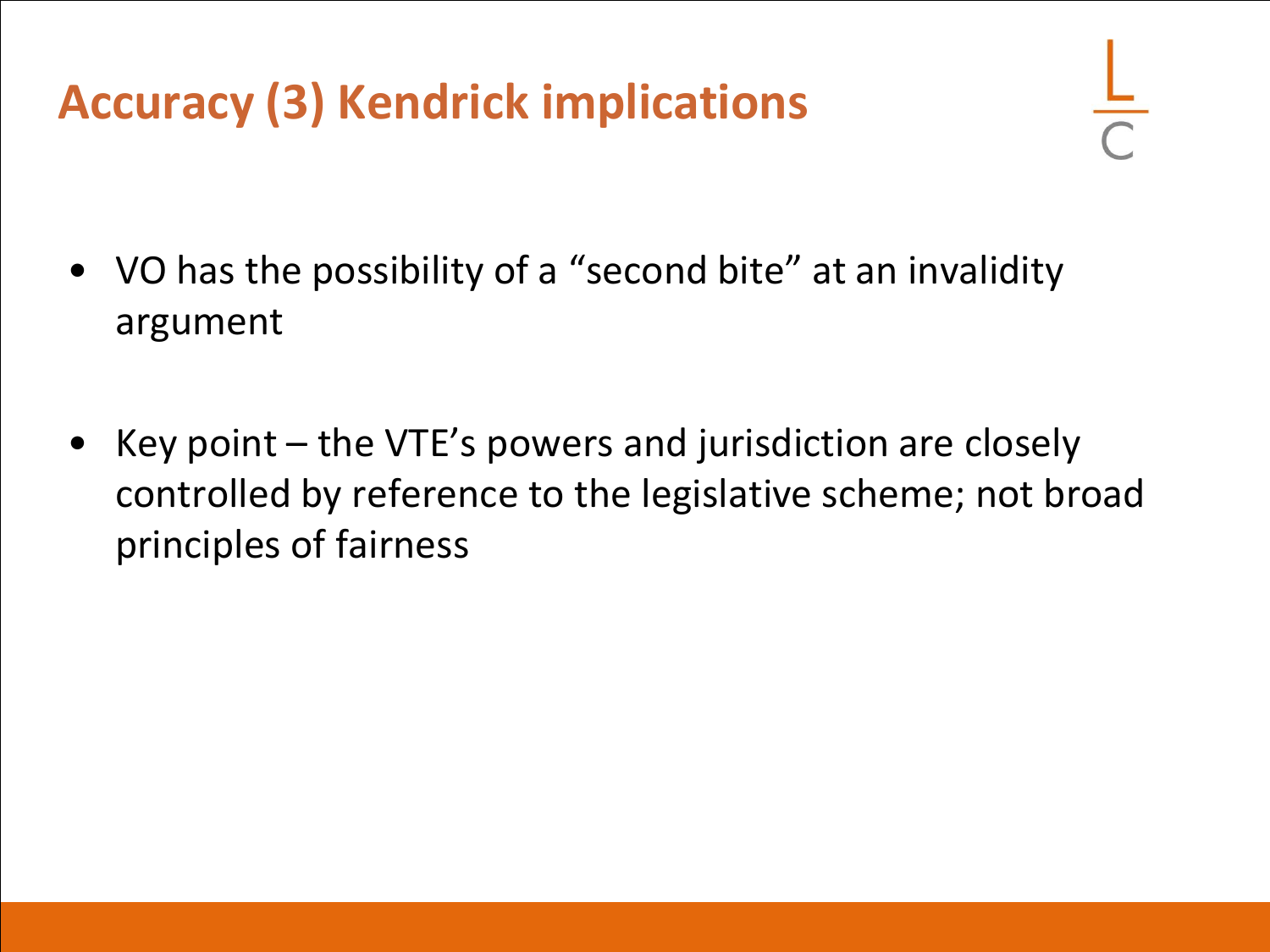# Accuracy (3) Kendrick implications

- VO has the possibility of a "second bite" at an invalidity argument
- Key point – the VTE's powers and jurisdiction are closely controlled by reference to the legislative scheme; not broad principles of fairness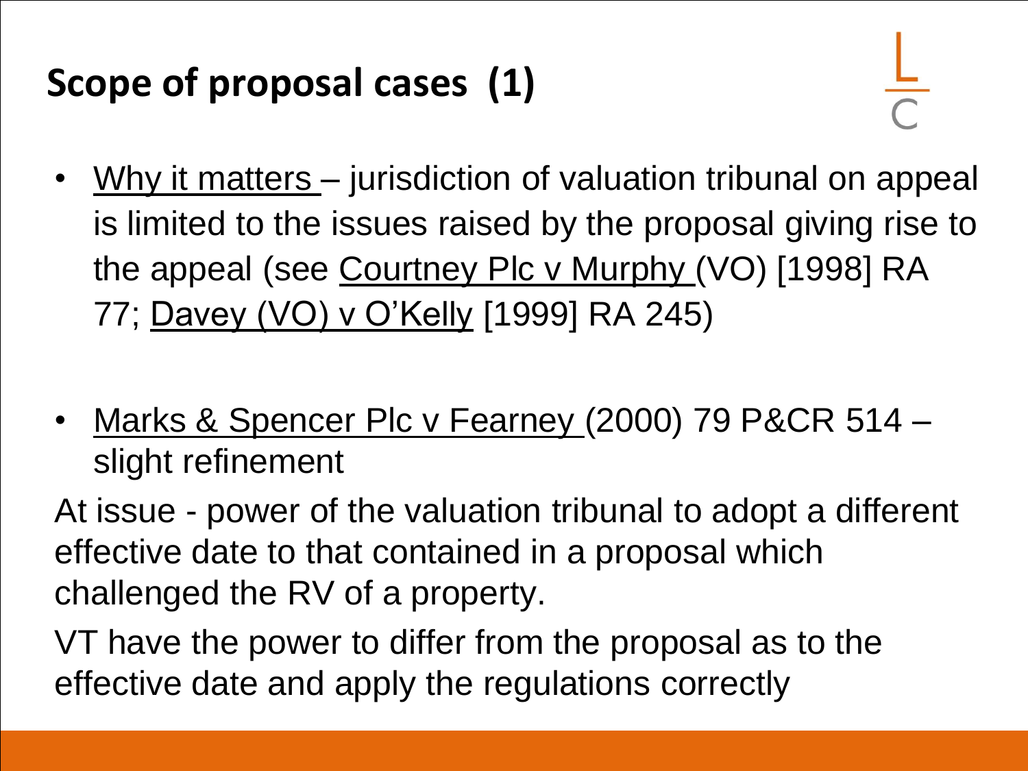# Scope of proposal cases (1)

- Why it matters – jurisdiction of valuation tribunal on appeal is limited to the issues raised by the proposal giving rise to the appeal (see Courtney Plc v Murphy (VO) [1998] RA 77; Davey (VO) v O'Kelly [1999] RA 245)

- Marks & Spencer Plc v Fearney (2000) 79 P&CR 514 – slight refinement

At issue - power of the valuation tribunal to adopt a different effective date to that contained in a proposal which challenged the RV of a property.

VT have the power to differ from the proposal as to the effective date and apply the regulations correctly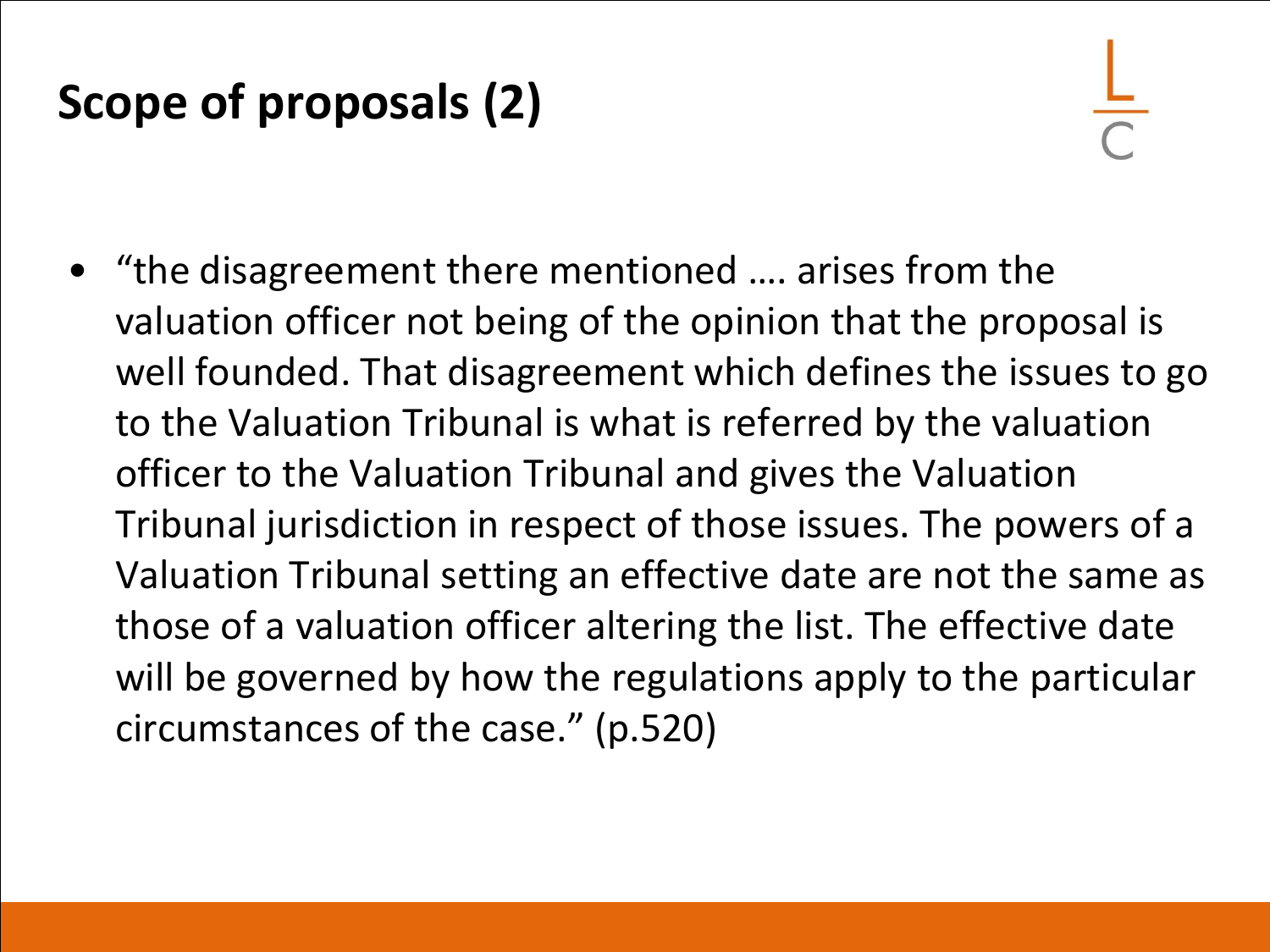## Scope of proposals (2)

- "the disagreement there mentioned …. arises from the valuation officer not being of the opinion that the proposal is well founded. That disagreement which defines the issues to go to the Valuation Tribunal is what is referred by the valuation officer to the Valuation Tribunal and gives the Valuation Tribunal jurisdiction in respect of those issues. The powers of a Valuation Tribunal setting an effective date are not the same as those of a valuation officer altering the list. The effective date will be governed by how the regulations apply to the particular circumstances of the case." (p.520)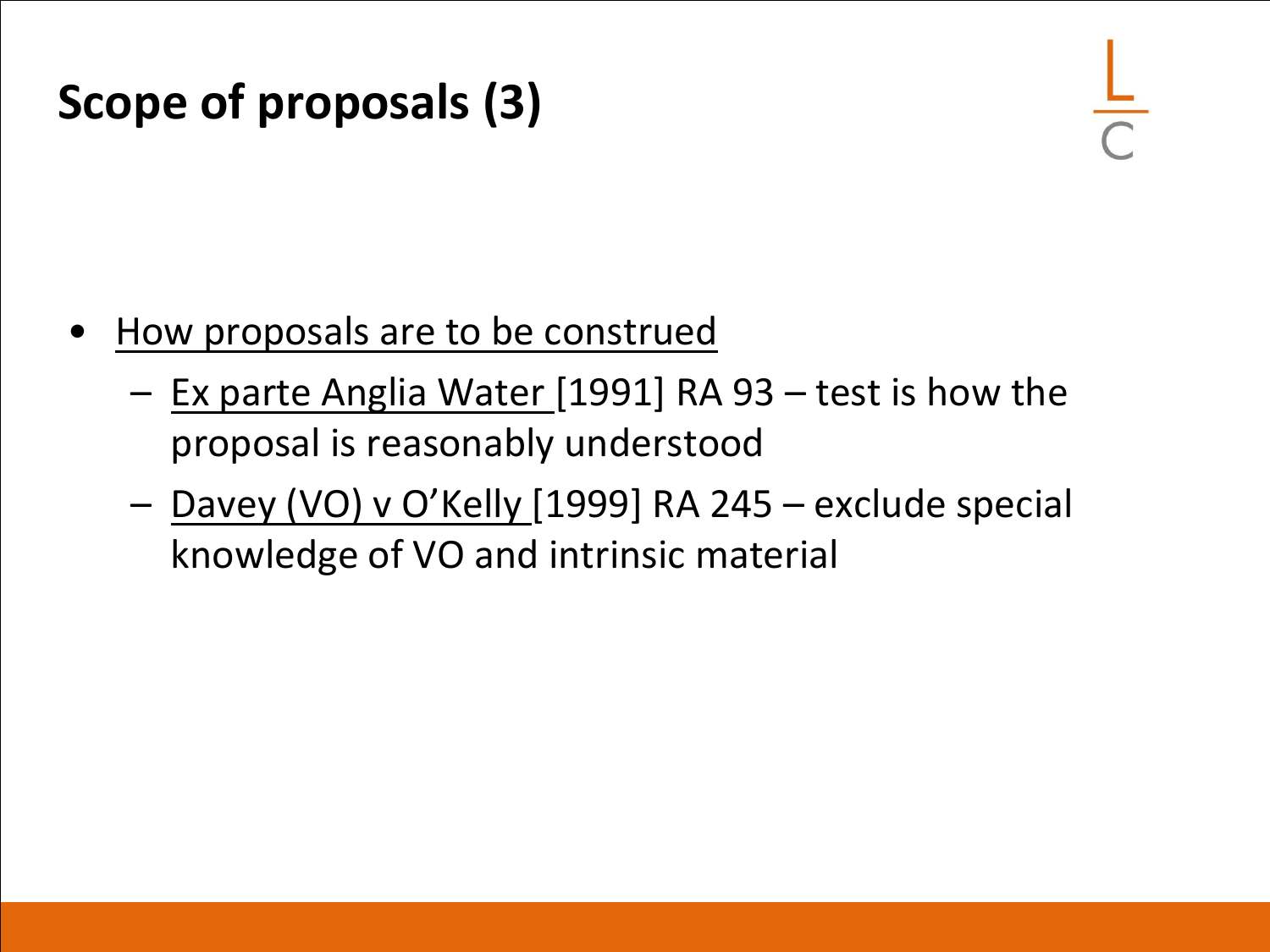# Scope of proposals (3)

- How proposals are to be construed
  - Ex parte Anglia Water [1991] RA 93 – test is how the proposal is reasonably understood
  - Davey (VO) v O'Kelly [1999] RA 245 – exclude special knowledge of VO and intrinsic material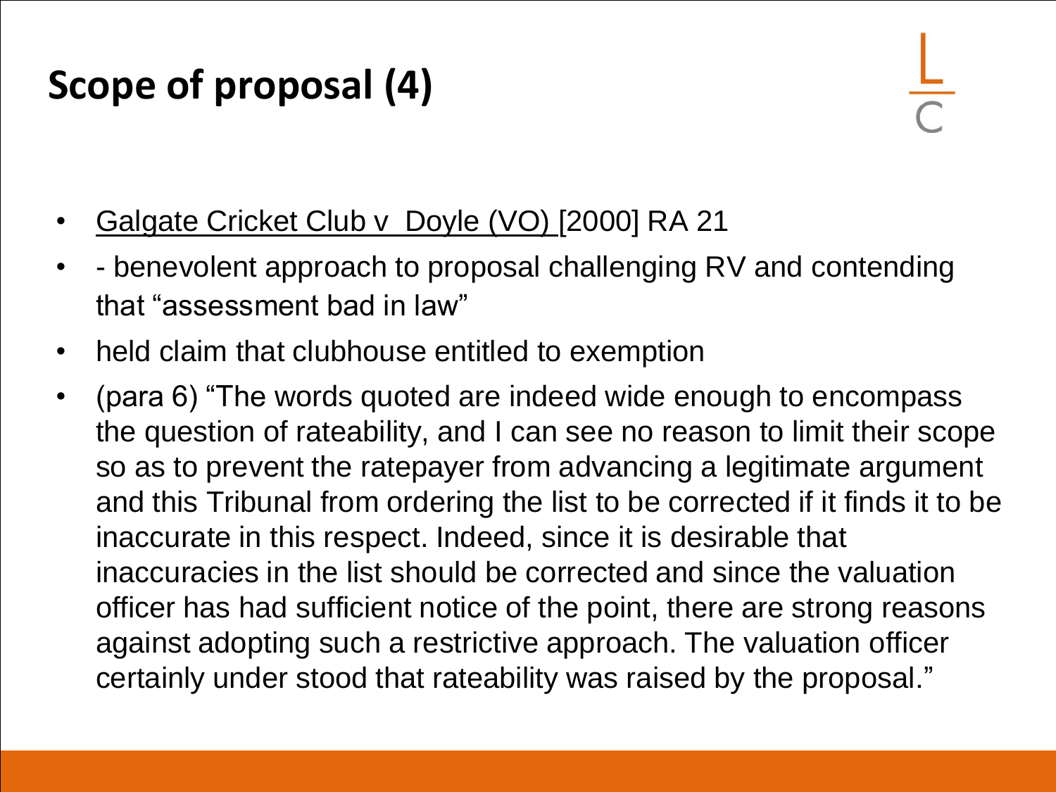# Scope of proposal (4)

- Galgate Cricket Club v  Doyle (VO) [2000] RA 21
- - benevolent approach to proposal challenging RV and contending that “assessment bad in law”
- held claim that clubhouse entitled to exemption
- (para 6) “The words quoted are indeed wide enough to encompass the question of rateability, and I can see no reason to limit their scope so as to prevent the ratepayer from advancing a legitimate argument and this Tribunal from ordering the list to be corrected if it finds it to be inaccurate in this respect. Indeed, since it is desirable that inaccuracies in the list should be corrected and since the valuation officer has had sufficient notice of the point, there are strong reasons against adopting such a restrictive approach. The valuation officer certainly under stood that rateability was raised by the proposal.”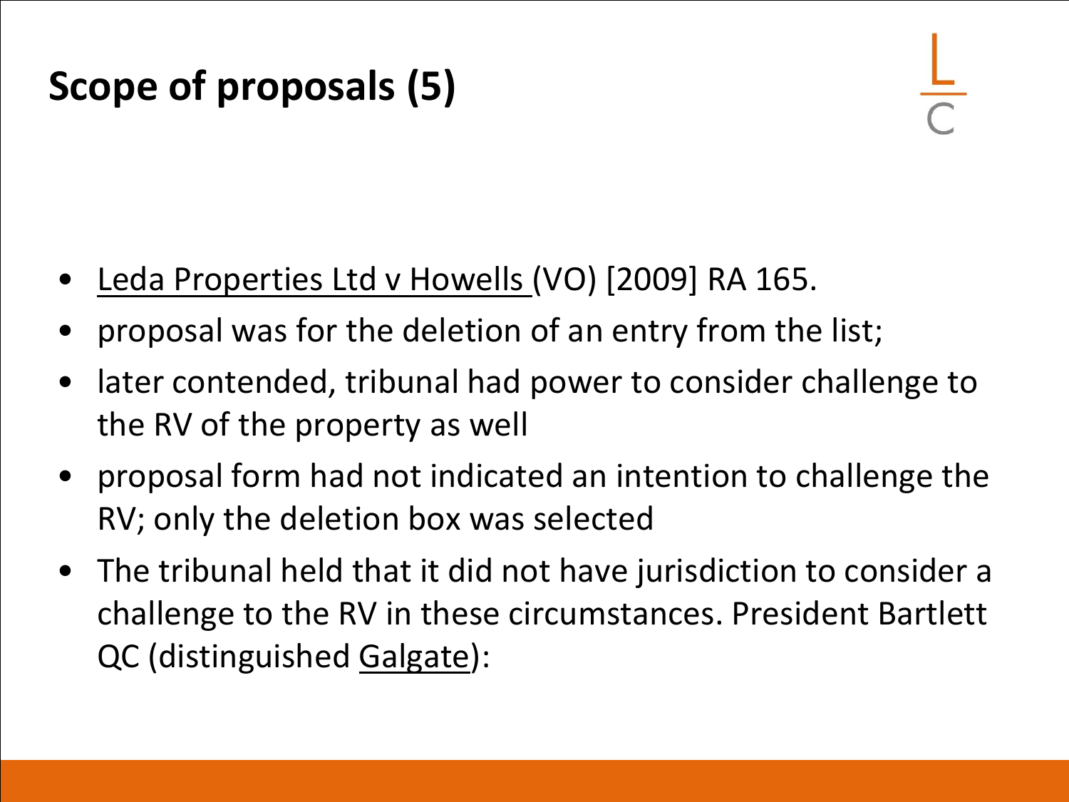# Scope of proposals (5)

- Leda Properties Ltd v Howells (VO) [2009] RA 165.
- proposal was for the deletion of an entry from the list;
- later contended, tribunal had power to consider challenge to the RV of the property as well
- proposal form had not indicated an intention to challenge the RV; only the deletion box was selected
- The tribunal held that it did not have jurisdiction to consider a challenge to the RV in these circumstances. President Bartlett QC (distinguished Galgate):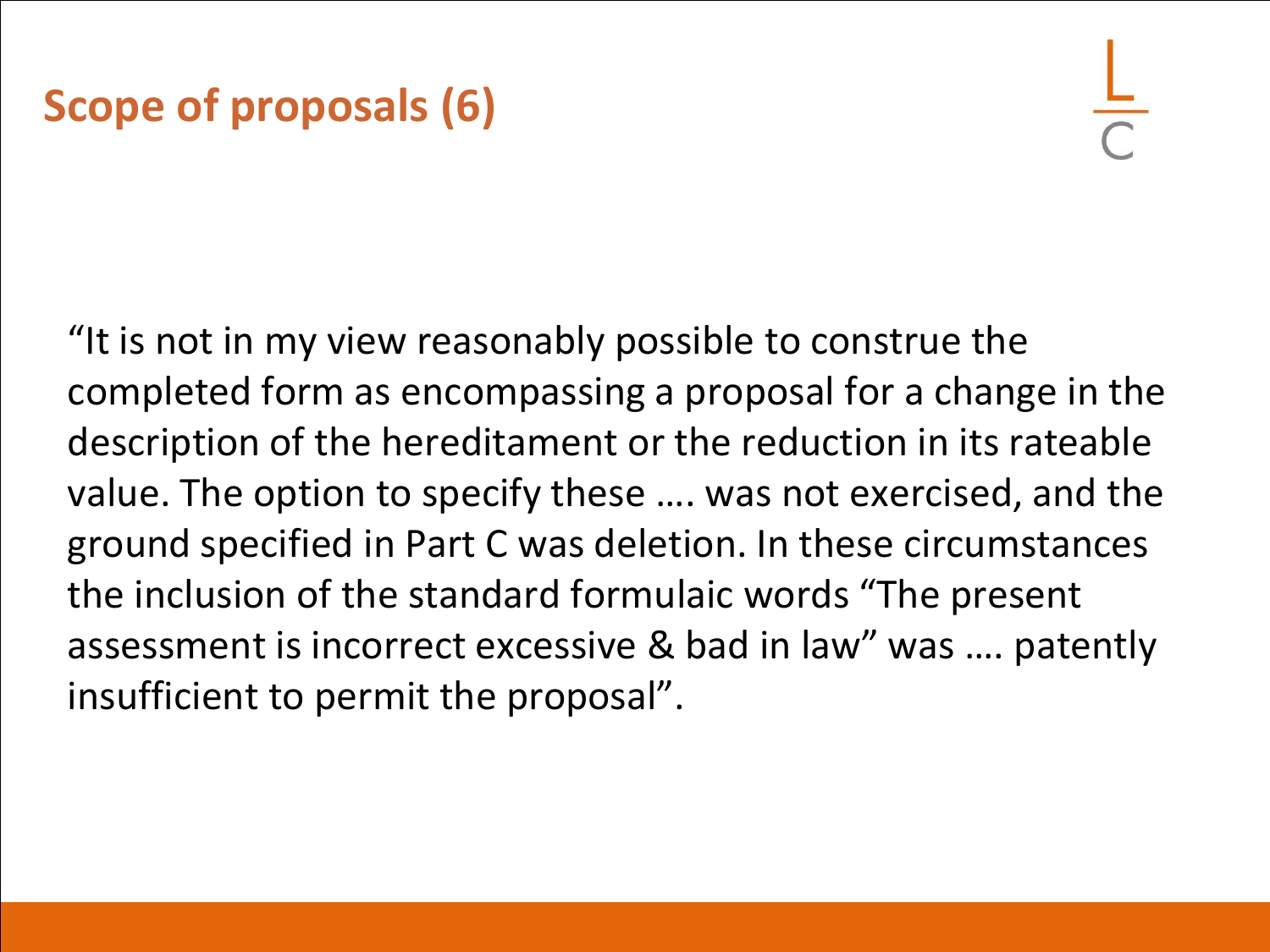## Scope of proposals (6)

"It is not in my view reasonably possible to construe the completed form as encompassing a proposal for a change in the description of the hereditament or the reduction in its rateable value. The option to specify these …. was not exercised, and the ground specified in Part C was deletion. In these circumstances the inclusion of the standard formulaic words "The present assessment is incorrect excessive & bad in law" was …. patently insufficient to permit the proposal".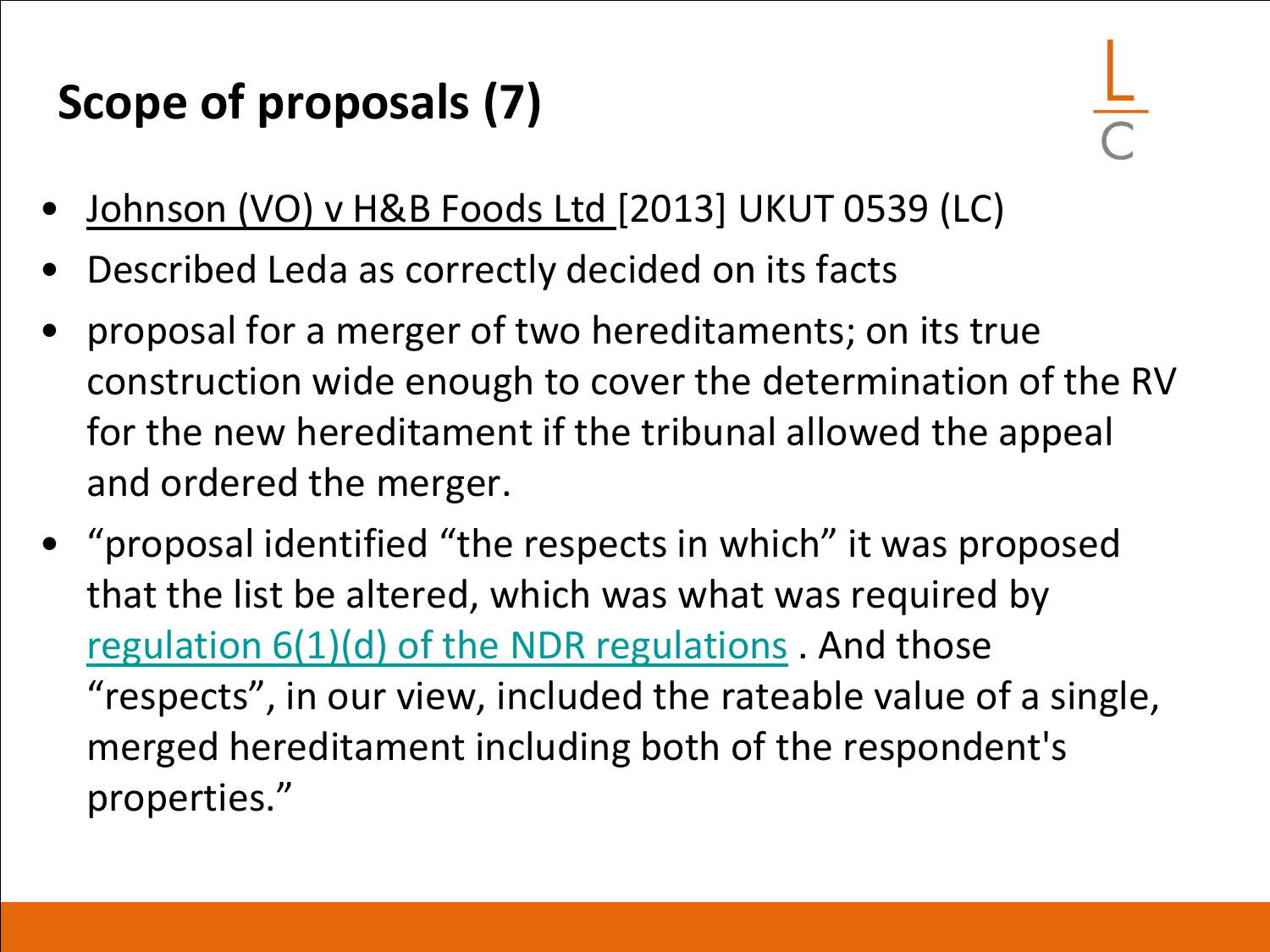# Scope of proposals (7)

- Johnson (VO) v H&B Foods Ltd [2013] UKUT 0539 (LC)
- Described Leda as correctly decided on its facts
- proposal for a merger of two hereditaments; on its true construction wide enough to cover the determination of the RV for the new hereditament if the tribunal allowed the appeal and ordered the merger.
- "proposal identified "the respects in which" it was proposed that the list be altered, which was what was required by regulation 6(1)(d) of the NDR regulations . And those "respects", in our view, included the rateable value of a single, merged hereditament including both of the respondent's properties."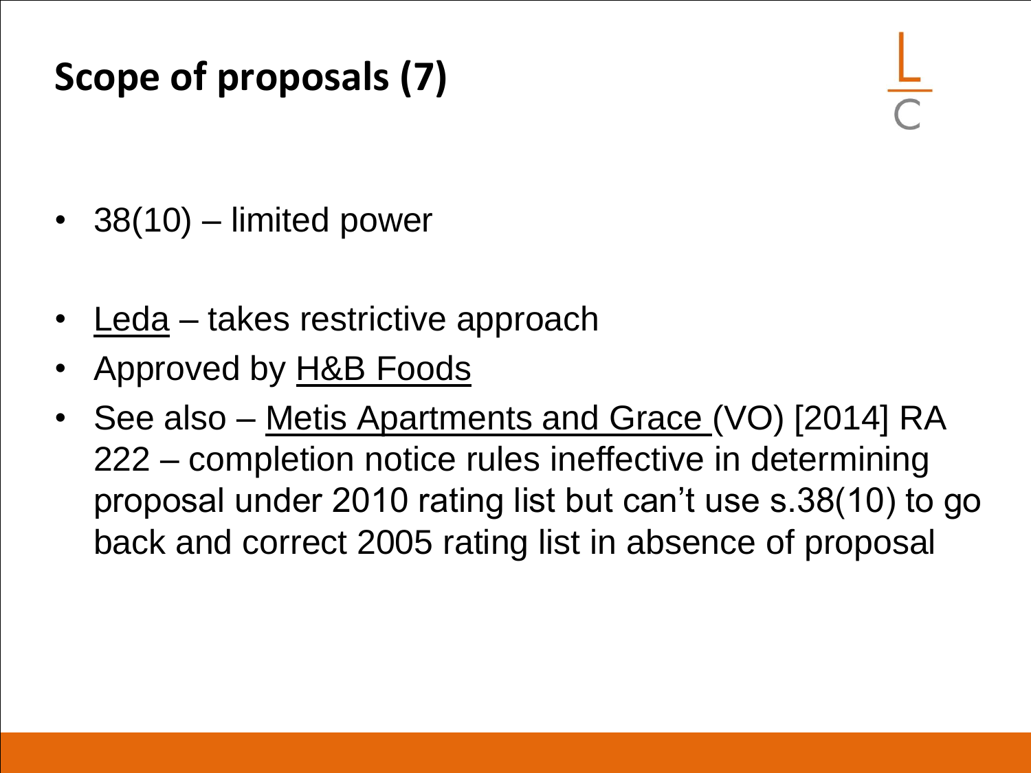# Scope of proposals (7)

- 38(10) – limited power
- Leda – takes restrictive approach
- Approved by H&B Foods
- See also – Metis Apartments and Grace (VO) [2014] RA 222 – completion notice rules ineffective in determining proposal under 2010 rating list but can't use s.38(10) to go back and correct 2005 rating list in absence of proposal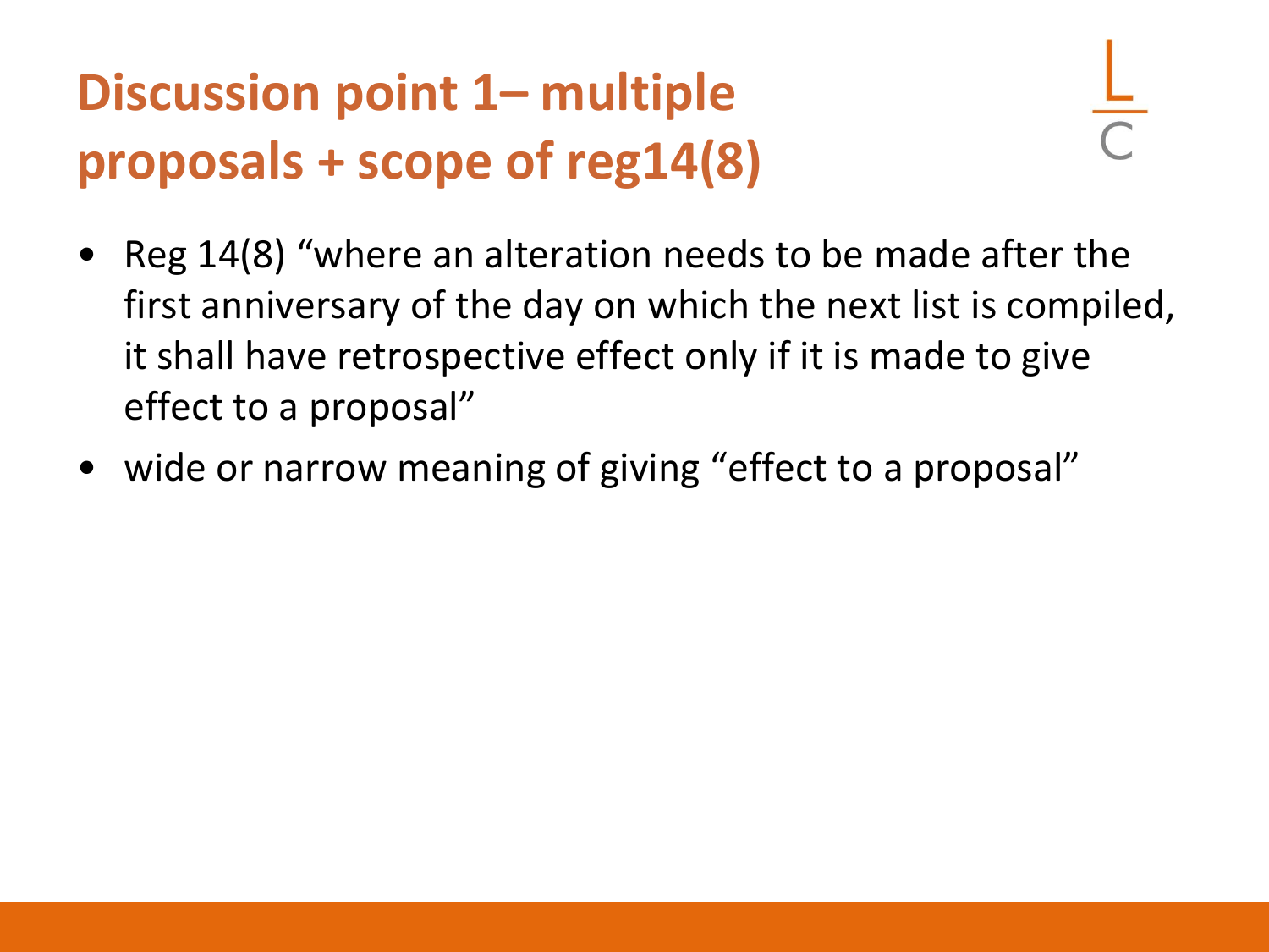# Discussion point 1– multiple proposals + scope of reg14(8)

- Reg 14(8) “where an alteration needs to be made after the first anniversary of the day on which the next list is compiled, it shall have retrospective effect only if it is made to give effect to a proposal”
- wide or narrow meaning of giving “effect to a proposal”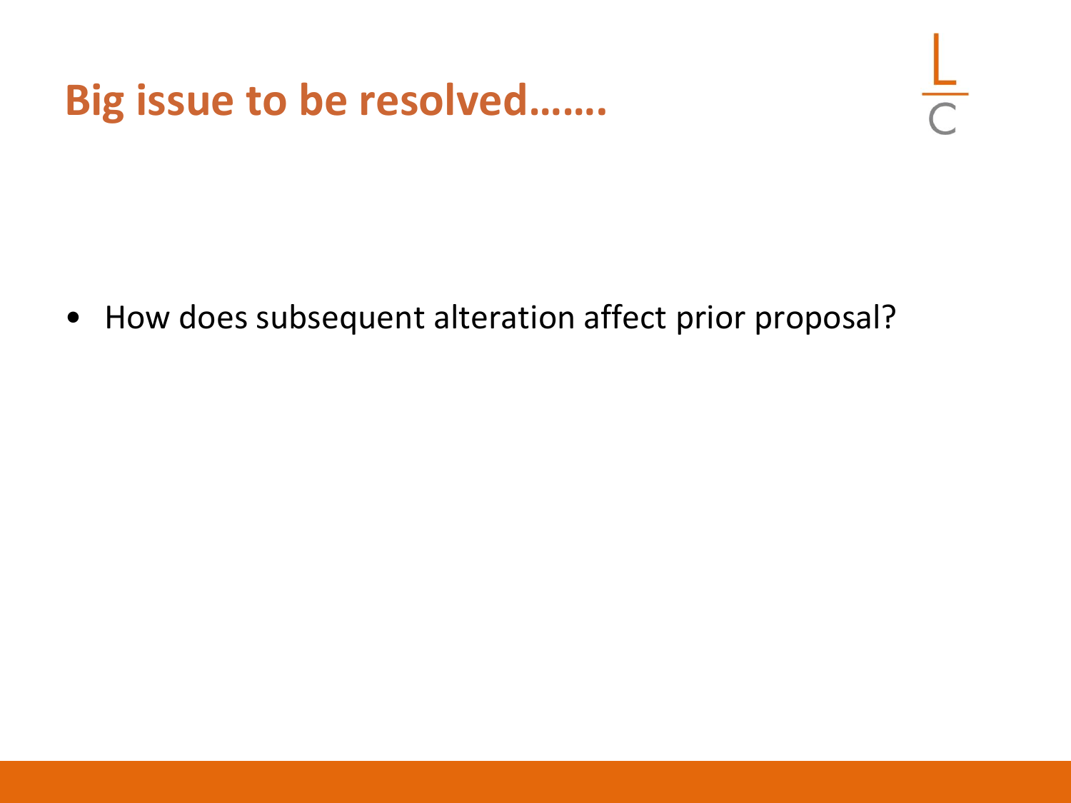# Big issue to be resolved…….

- How does subsequent alteration affect prior proposal?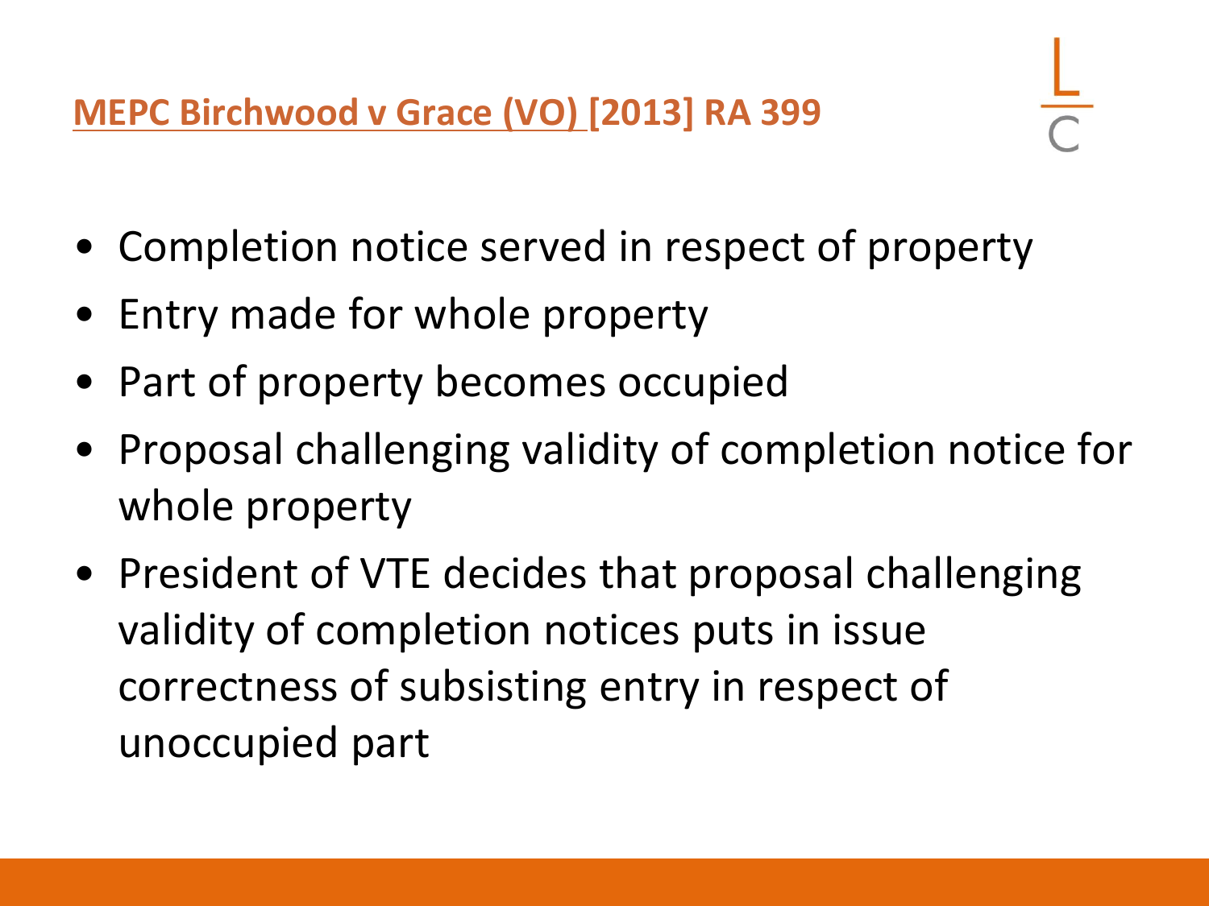## MEPC Birchwood v Grace (VO) [2013] RA 399

- Completion notice served in respect of property
- Entry made for whole property
- Part of property becomes occupied
- Proposal challenging validity of completion notice for whole property
- President of VTE decides that proposal challenging validity of completion notices puts in issue correctness of subsisting entry in respect of unoccupied part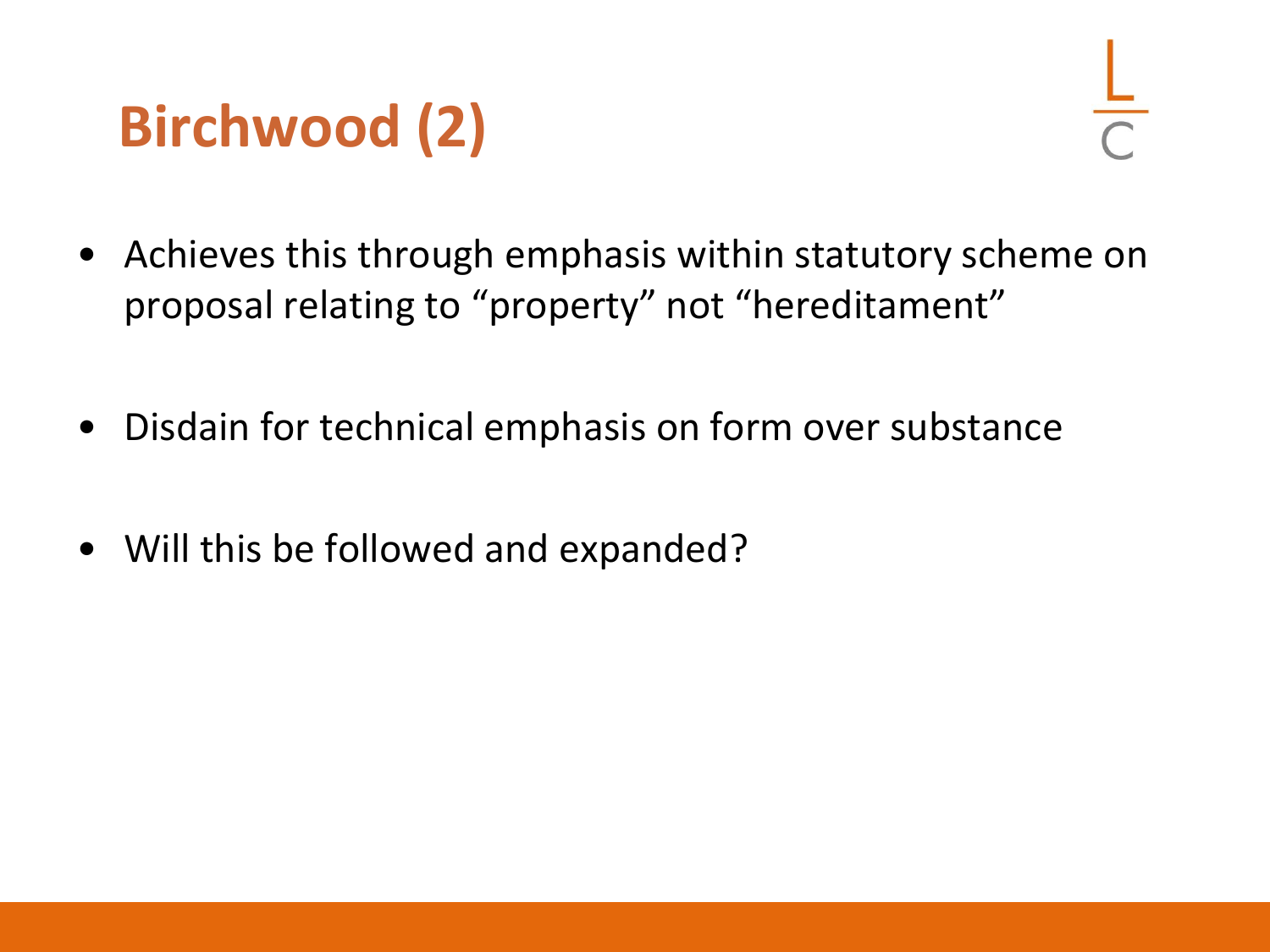# Birchwood (2)

- Achieves this through emphasis within statutory scheme on proposal relating to “property” not “hereditament”
- Disdain for technical emphasis on form over substance
- Will this be followed and expanded?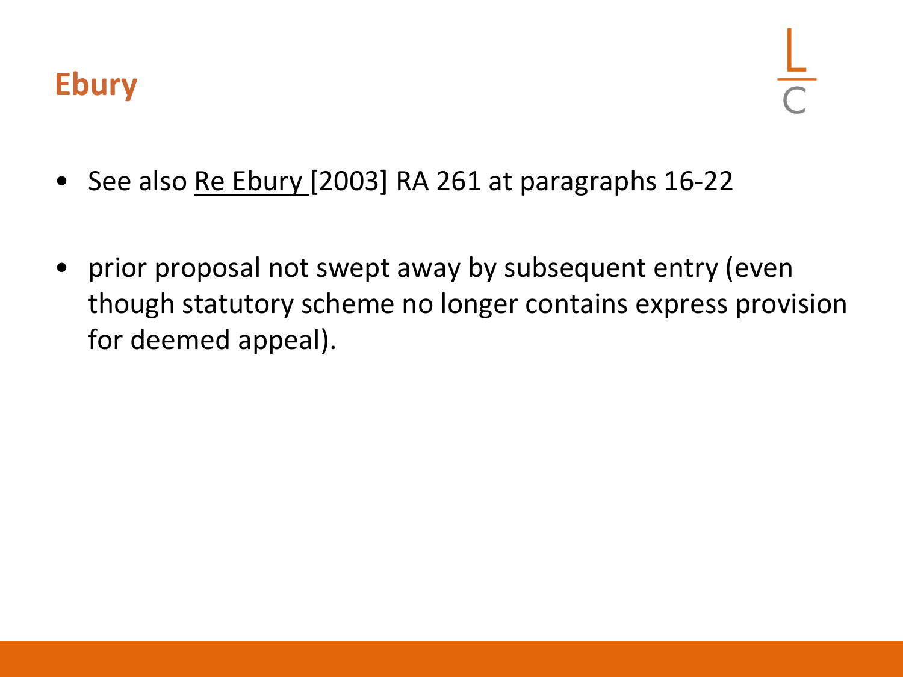# Ebury

- See also Re Ebury [2003] RA 261 at paragraphs 16-22

- prior proposal not swept away by subsequent entry (even though statutory scheme no longer contains express provision for deemed appeal).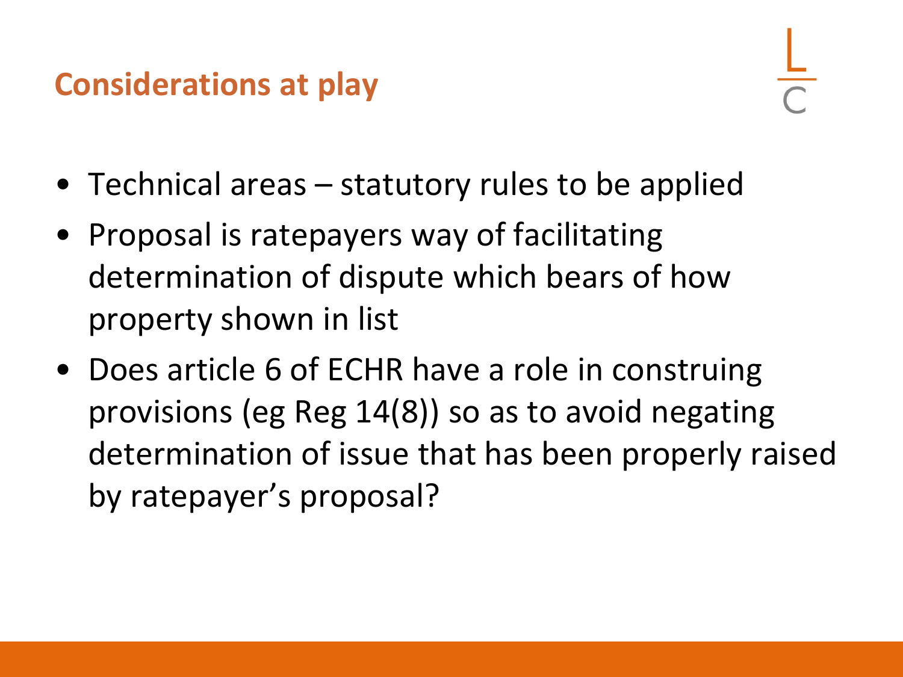## Considerations at play

- Technical areas – statutory rules to be applied
- Proposal is ratepayers way of facilitating determination of dispute which bears of how property shown in list
- Does article 6 of ECHR have a role in construing provisions (eg Reg 14(8)) so as to avoid negating determination of issue that has been properly raised by ratepayer's proposal?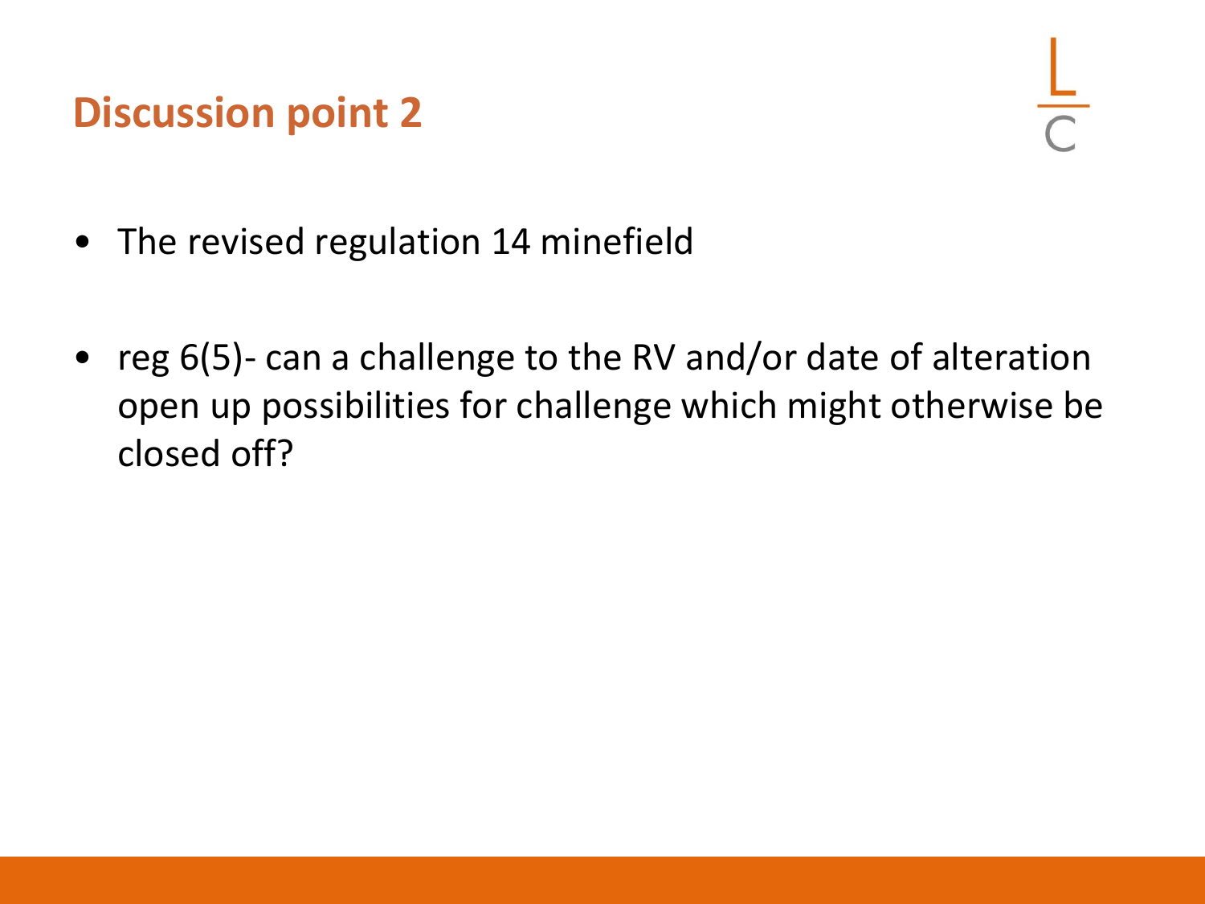## Discussion point 2

- The revised regulation 14 minefield

- reg 6(5)- can a challenge to the RV and/or date of alteration open up possibilities for challenge which might otherwise be closed off?